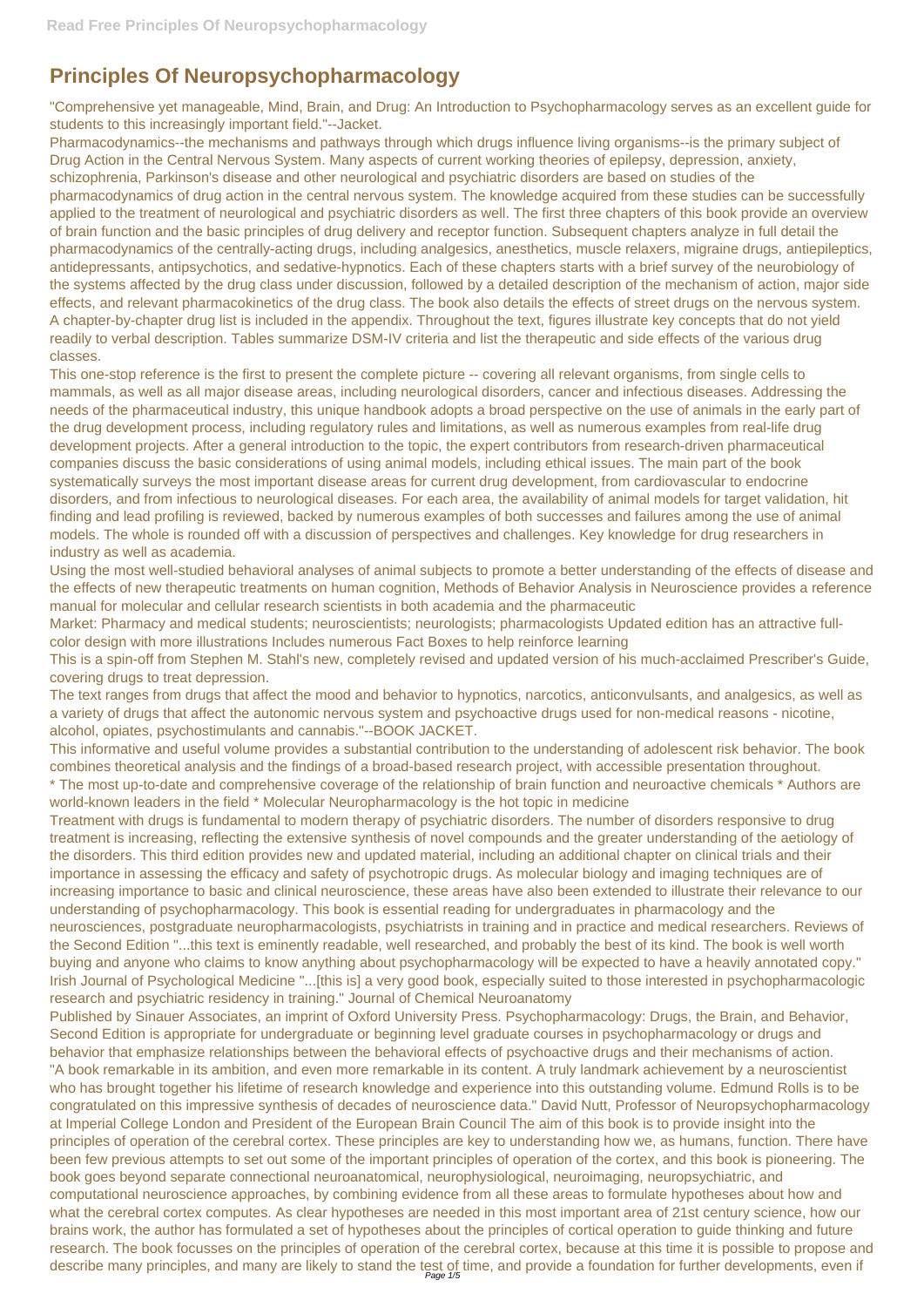# Principles Of Neuropsychopharmacology

"Comprehensive yet manageable, Mind, Brain, and Drug: An Introduction to Psychopharmacology serves as an excellent guide for students to this increasingly important field."--Jacket.

Pharmacodynamics--the mechanisms and pathways through which drugs influence living organisms--is the primary subject of Drug Action in the Central Nervous System. Many aspects of current working theories of epilepsy, depression, anxiety, schizophrenia, Parkinson's disease and other neurological and psychiatric disorders are based on studies of the pharmacodynamics of drug action in the central nervous system. The knowledge acquired from these studies can be successfully applied to the treatment of neurological and psychiatric disorders as well. The first three chapters of this book provide an overview of brain function and the basic principles of drug delivery and receptor function. Subsequent chapters analyze in full detail the pharmacodynamics of the centrally-acting drugs, including analgesics, anesthetics, muscle relaxers, migraine drugs, antiepileptics, antidepressants, antipsychotics, and sedative-hypnotics. Each of these chapters starts with a brief survey of the neurobiology of the systems affected by the drug class under discussion, followed by a detailed description of the mechanism of action, major side effects, and relevant pharmacokinetics of the drug class. The book also details the effects of street drugs on the nervous system. A chapter-by-chapter drug list is included in the appendix. Throughout the text, figures illustrate key concepts that do not yield readily to verbal description. Tables summarize DSM-IV criteria and list the therapeutic and side effects of the various drug classes.

This one-stop reference is the first to present the complete picture -- covering all relevant organisms, from single cells to mammals, as well as all major disease areas, including neurological disorders, cancer and infectious diseases. Addressing the needs of the pharmaceutical industry, this unique handbook adopts a broad perspective on the use of animals in the early part of the drug development process, including regulatory rules and limitations, as well as numerous examples from real-life drug development projects. After a general introduction to the topic, the expert contributors from research-driven pharmaceutical companies discuss the basic considerations of using animal models, including ethical issues. The main part of the book systematically surveys the most important disease areas for current drug development, from cardiovascular to endocrine disorders, and from infectious to neurological diseases. For each area, the availability of animal models for target validation, hit finding and lead profiling is reviewed, backed by numerous examples of both successes and failures among the use of animal models. The whole is rounded off with a discussion of perspectives and challenges. Key knowledge for drug researchers in industry as well as academia.

Using the most well-studied behavioral analyses of animal subjects to promote a better understanding of the effects of disease and the effects of new therapeutic treatments on human cognition, Methods of Behavior Analysis in Neuroscience provides a reference manual for molecular and cellular research scientists in both academia and the pharmaceutic

Market: Pharmacy and medical students; neuroscientists; neurologists; pharmacologists Updated edition has an attractive full-color design with more illustrations Includes numerous Fact Boxes to help reinforce learning

This is a spin-off from Stephen M. Stahl's new, completely revised and updated version of his much-acclaimed Prescriber's Guide, covering drugs to treat depression.

The text ranges from drugs that affect the mood and behavior to hypnotics, narcotics, anticonvulsants, and analgesics, as well as a variety of drugs that affect the autonomic nervous system and psychoactive drugs used for non-medical reasons - nicotine, alcohol, opiates, psychostimulants and cannabis."--BOOK JACKET.

This informative and useful volume provides a substantial contribution to the understanding of adolescent risk behavior. The book combines theoretical analysis and the findings of a broad-based research project, with accessible presentation throughout.

* The most up-to-date and comprehensive coverage of the relationship of brain function and neuroactive chemicals * Authors are world-known leaders in the field * Molecular Neuropharmacology is the hot topic in medicine

Treatment with drugs is fundamental to modern therapy of psychiatric disorders. The number of disorders responsive to drug treatment is increasing, reflecting the extensive synthesis of novel compounds and the greater understanding of the aetiology of the disorders. This third edition provides new and updated material, including an additional chapter on clinical trials and their importance in assessing the efficacy and safety of psychotropic drugs. As molecular biology and imaging techniques are of increasing importance to basic and clinical neuroscience, these areas have also been extended to illustrate their relevance to our understanding of psychopharmacology. This book is essential reading for undergraduates in pharmacology and the neurosciences, postgraduate neuropharmacologists, psychiatrists in training and in practice and medical researchers. Reviews of the Second Edition "...this text is eminently readable, well researched, and probably the best of its kind. The book is well worth buying and anyone who claims to know anything about psychopharmacology will be expected to have a heavily annotated copy." Irish Journal of Psychological Medicine "...[this is] a very good book, especially suited to those interested in psychopharmacologic research and psychiatric residency in training." Journal of Chemical Neuroanatomy

Published by Sinauer Associates, an imprint of Oxford University Press. Psychopharmacology: Drugs, the Brain, and Behavior, Second Edition is appropriate for undergraduate or beginning level graduate courses in psychopharmacology or drugs and behavior that emphasize relationships between the behavioral effects of psychoactive drugs and their mechanisms of action.

"A book remarkable in its ambition, and even more remarkable in its content. A truly landmark achievement by a neuroscientist who has brought together his lifetime of research knowledge and experience into this outstanding volume. Edmund Rolls is to be congratulated on this impressive synthesis of decades of neuroscience data." David Nutt, Professor of Neuropsychopharmacology at Imperial College London and President of the European Brain Council The aim of this book is to provide insight into the principles of operation of the cerebral cortex. These principles are key to understanding how we, as humans, function. There have been few previous attempts to set out some of the important principles of operation of the cortex, and this book is pioneering. The book goes beyond separate connectional neuroanatomical, neurophysiological, neuroimaging, neuropsychiatric, and computational neuroscience approaches, by combining evidence from all these areas to formulate hypotheses about how and what the cerebral cortex computes. As clear hypotheses are needed in this most important area of 21st century science, how our brains work, the author has formulated a set of hypotheses about the principles of cortical operation to guide thinking and future research. The book focusses on the principles of operation of the cerebral cortex, because at this time it is possible to propose and describe many principles, and many are likely to stand the test of time, and provide a foundation for further developments, even if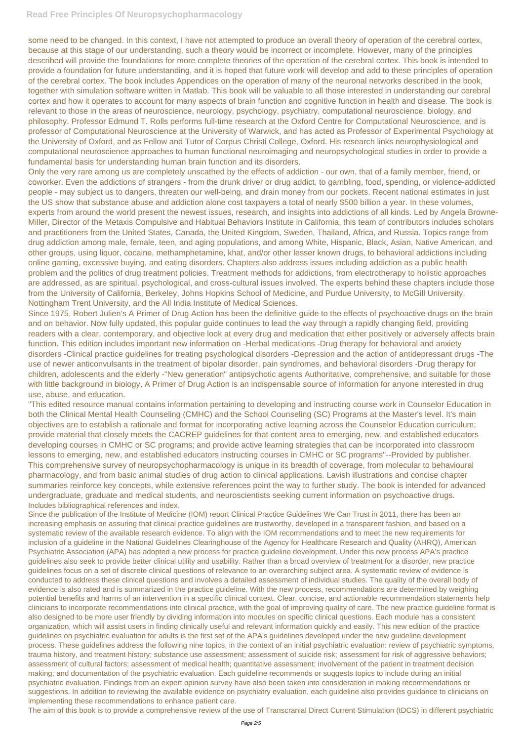some need to be changed. In this context, I have not attempted to produce an overall theory of operation of the cerebral cortex, because at this stage of our understanding, such a theory would be incorrect or incomplete. However, many of the principles described will provide the foundations for more complete theories of the operation of the cerebral cortex. This book is intended to provide a foundation for future understanding, and it is hoped that future work will develop and add to these principles of operation of the cerebral cortex. The book includes Appendices on the operation of many of the neuronal networks described in the book, together with simulation software written in Matlab. This book will be valuable to all those interested in understanding our cerebral cortex and how it operates to account for many aspects of brain function and cognitive function in health and disease. The book is relevant to those in the areas of neuroscience, neurology, psychology, psychiatry, computational neuroscience, biology, and philosophy. Professor Edmund T. Rolls performs full-time research at the Oxford Centre for Computational Neuroscience, and is professor of Computational Neuroscience at the University of Warwick, and has acted as Professor of Experimental Psychology at the University of Oxford, and as Fellow and Tutor of Corpus Christi College, Oxford. His research links neurophysiological and computational neuroscience approaches to human functional neuroimaging and neuropsychological studies in order to provide a fundamental basis for understanding human brain function and its disorders.

Only the very rare among us are completely unscathed by the effects of addiction - our own, that of a family member, friend, or coworker. Even the addictions of strangers - from the drunk driver or drug addict, to gambling, food, spending, or violence-addicted people - may subject us to dangers, threaten our well-being, and drain money from our pockets. Recent national estimates in just the US show that substance abuse and addiction alone cost taxpayers a total of nearly $500 billion a year. In these volumes, experts from around the world present the newest issues, research, and insights into addictions of all kinds. Led by Angela Browne-Miller, Director of the Metaxis Compulsive and Habitual Behaviors Institute in California, this team of contributors includes scholars and practitioners from the United States, Canada, the United Kingdom, Sweden, Thailand, Africa, and Russia. Topics range from drug addiction among male, female, teen, and aging populations, and among White, Hispanic, Black, Asian, Native American, and other groups, using liquor, cocaine, methamphetamine, khat, and/or other lesser known drugs, to behavioral addictions including online gaming, excessive buying, and eating disorders. Chapters also address issues including addiction as a public health problem and the politics of drug treatment policies. Treatment methods for addictions, from electrotherapy to holistic approaches are addressed, as are spiritual, psychological, and cross-cultural issues involved. The experts behind these chapters include those from the University of California, Berkeley, Johns Hopkins School of Medicine, and Purdue University, to McGill University, Nottingham Trent University, and the All India Institute of Medical Sciences.

Since 1975, Robert Julien's A Primer of Drug Action has been the definitive guide to the effects of psychoactive drugs on the brain and on behavior. Now fully updated, this popular guide continues to lead the way through a rapidly changing field, providing readers with a clear, contemporary, and objective look at every drug and medication that either positively or adversely affects brain function. This edition includes important new information on -Herbal medications -Drug therapy for behavioral and anxiety disorders -Clinical practice guidelines for treating psychological disorders -Depression and the action of antidepressant drugs -The use of newer anticonvulsants in the treatment of bipolar disorder, pain syndromes, and behavioral disorders -Drug therapy for children, adolescents and the elderly -"New generation" antipsychotic agents Authoritative, comprehensive, and suitable for those with little background in biology, A Primer of Drug Action is an indispensable source of information for anyone interested in drug use, abuse, and education.

"This edited resource manual contains information pertaining to developing and instructing course work in Counselor Education in both the Clinical Mental Health Counseling (CMHC) and the School Counseling (SC) Programs at the Master's level. It's main objectives are to establish a rationale and format for incorporating active learning across the Counselor Education curriculum; provide material that closely meets the CACREP guidelines for that content area to emerging, new, and established educators developing courses in CMHC or SC programs; and provide active learning strategies that can be incorporated into classroom lessons to emerging, new, and established educators instructing courses in CMHC or SC programs"--Provided by publisher.

This comprehensive survey of neuropsychopharmacology is unique in its breadth of coverage, from molecular to behavioural pharmacology, and from basic animal studies of drug action to clinical applications. Lavish illustrations and concise chapter summaries reinforce key concepts, while extensive references point the way to further study. The book is intended for advanced undergraduate, graduate and medical students, and neuroscientists seeking current information on psychoactive drugs.

Includes bibliographical references and index.

Since the publication of the Institute of Medicine (IOM) report Clinical Practice Guidelines We Can Trust in 2011, there has been an increasing emphasis on assuring that clinical practice guidelines are trustworthy, developed in a transparent fashion, and based on a systematic review of the available research evidence. To align with the IOM recommendations and to meet the new requirements for inclusion of a guideline in the National Guidelines Clearinghouse of the Agency for Healthcare Research and Quality (AHRQ), American Psychiatric Association (APA) has adopted a new process for practice guideline development. Under this new process APA's practice guidelines also seek to provide better clinical utility and usability. Rather than a broad overview of treatment for a disorder, new practice guidelines focus on a set of discrete clinical questions of relevance to an overarching subject area. A systematic review of evidence is conducted to address these clinical questions and involves a detailed assessment of individual studies. The quality of the overall body of evidence is also rated and is summarized in the practice guideline. With the new process, recommendations are determined by weighing potential benefits and harms of an intervention in a specific clinical context. Clear, concise, and actionable recommendation statements help clinicians to incorporate recommendations into clinical practice, with the goal of improving quality of care. The new practice guideline format is also designed to be more user friendly by dividing information into modules on specific clinical questions. Each module has a consistent organization, which will assist users in finding clinically useful and relevant information quickly and easily. This new edition of the practice guidelines on psychiatric evaluation for adults is the first set of the APA's guidelines developed under the new guideline development process. These guidelines address the following nine topics, in the context of an initial psychiatric evaluation: review of psychiatric symptoms, trauma history, and treatment history; substance use assessment; assessment of suicide risk; assessment for risk of aggressive behaviors; assessment of cultural factors; assessment of medical health; quantitative assessment; involvement of the patient in treatment decision making; and documentation of the psychiatric evaluation. Each guideline recommends or suggests topics to include during an initial psychiatric evaluation. Findings from an expert opinion survey have also been taken into consideration in making recommendations or suggestions. In addition to reviewing the available evidence on psychiatry evaluation, each guideline also provides guidance to clinicians on implementing these recommendations to enhance patient care.

The aim of this book is to provide a comprehensive review of the use of Transcranial Direct Current Stimulation (tDCS) in different psychiatric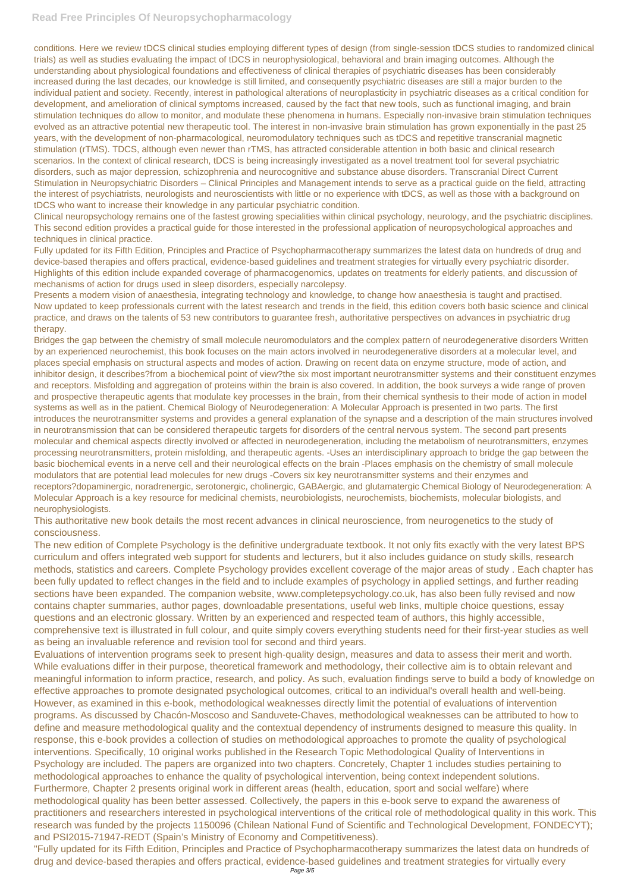conditions. Here we review tDCS clinical studies employing different types of design (from single-session tDCS studies to randomized clinical trials) as well as studies evaluating the impact of tDCS in neurophysiological, behavioral and brain imaging outcomes. Although the understanding about physiological foundations and effectiveness of clinical therapies of psychiatric diseases has been considerably increased during the last decades, our knowledge is still limited, and consequently psychiatric diseases are still a major burden to the individual patient and society. Recently, interest in pathological alterations of neuroplasticity in psychiatric diseases as a critical condition for development, and amelioration of clinical symptoms increased, caused by the fact that new tools, such as functional imaging, and brain stimulation techniques do allow to monitor, and modulate these phenomena in humans. Especially non-invasive brain stimulation techniques evolved as an attractive potential new therapeutic tool. The interest in non-invasive brain stimulation has grown exponentially in the past 25 years, with the development of non-pharmacological, neuromodulatory techniques such as tDCS and repetitive transcranial magnetic stimulation (rTMS). TDCS, although even newer than rTMS, has attracted considerable attention in both basic and clinical research scenarios. In the context of clinical research, tDCS is being increasingly investigated as a novel treatment tool for several psychiatric disorders, such as major depression, schizophrenia and neurocognitive and substance abuse disorders. Transcranial Direct Current Stimulation in Neuropsychiatric Disorders – Clinical Principles and Management intends to serve as a practical guide on the field, attracting the interest of psychiatrists, neurologists and neuroscientists with little or no experience with tDCS, as well as those with a background on tDCS who want to increase their knowledge in any particular psychiatric condition.

Clinical neuropsychology remains one of the fastest growing specialities within clinical psychology, neurology, and the psychiatric disciplines. This second edition provides a practical guide for those interested in the professional application of neuropsychological approaches and techniques in clinical practice.

Fully updated for its Fifth Edition, Principles and Practice of Psychopharmacotherapy summarizes the latest data on hundreds of drug and device-based therapies and offers practical, evidence-based guidelines and treatment strategies for virtually every psychiatric disorder. Highlights of this edition include expanded coverage of pharmacogenomics, updates on treatments for elderly patients, and discussion of mechanisms of action for drugs used in sleep disorders, especially narcolepsy.

Presents a modern vision of anaesthesia, integrating technology and knowledge, to change how anaesthesia is taught and practised. Now updated to keep professionals current with the latest research and trends in the field, this edition covers both basic science and clinical practice, and draws on the talents of 53 new contributors to guarantee fresh, authoritative perspectives on advances in psychiatric drug therapy.

Bridges the gap between the chemistry of small molecule neuromodulators and the complex pattern of neurodegenerative disorders Written by an experienced neurochemist, this book focuses on the main actors involved in neurodegenerative disorders at a molecular level, and places special emphasis on structural aspects and modes of action. Drawing on recent data on enzyme structure, mode of action, and inhibitor design, it describes?from a biochemical point of view?the six most important neurotransmitter systems and their constituent enzymes and receptors. Misfolding and aggregation of proteins within the brain is also covered. In addition, the book surveys a wide range of proven and prospective therapeutic agents that modulate key processes in the brain, from their chemical synthesis to their mode of action in model systems as well as in the patient. Chemical Biology of Neurodegeneration: A Molecular Approach is presented in two parts. The first introduces the neurotransmitter systems and provides a general explanation of the synapse and a description of the main structures involved in neurotransmission that can be considered therapeutic targets for disorders of the central nervous system. The second part presents molecular and chemical aspects directly involved or affected in neurodegeneration, including the metabolism of neurotransmitters, enzymes processing neurotransmitters, protein misfolding, and therapeutic agents. -Uses an interdisciplinary approach to bridge the gap between the basic biochemical events in a nerve cell and their neurological effects on the brain -Places emphasis on the chemistry of small molecule modulators that are potential lead molecules for new drugs -Covers six key neurotransmitter systems and their enzymes and receptors?dopaminergic, noradrenergic, serotonergic, cholinergic, GABAergic, and glutamatergic Chemical Biology of Neurodegeneration: A Molecular Approach is a key resource for medicinal chemists, neurobiologists, neurochemists, biochemists, molecular biologists, and neurophysiologists.

This authoritative new book details the most recent advances in clinical neuroscience, from neurogenetics to the study of consciousness.

The new edition of Complete Psychology is the definitive undergraduate textbook. It not only fits exactly with the very latest BPS curriculum and offers integrated web support for students and lecturers, but it also includes guidance on study skills, research methods, statistics and careers. Complete Psychology provides excellent coverage of the major areas of study . Each chapter has been fully updated to reflect changes in the field and to include examples of psychology in applied settings, and further reading sections have been expanded. The companion website, www.completepsychology.co.uk, has also been fully revised and now contains chapter summaries, author pages, downloadable presentations, useful web links, multiple choice questions, essay questions and an electronic glossary. Written by an experienced and respected team of authors, this highly accessible, comprehensive text is illustrated in full colour, and quite simply covers everything students need for their first-year studies as well as being an invaluable reference and revision tool for second and third years.

Evaluations of intervention programs seek to present high-quality design, measures and data to assess their merit and worth. While evaluations differ in their purpose, theoretical framework and methodology, their collective aim is to obtain relevant and meaningful information to inform practice, research, and policy. As such, evaluation findings serve to build a body of knowledge on effective approaches to promote designated psychological outcomes, critical to an individual's overall health and well-being. However, as examined in this e-book, methodological weaknesses directly limit the potential of evaluations of intervention programs. As discussed by Chacón-Moscoso and Sanduvete-Chaves, methodological weaknesses can be attributed to how to define and measure methodological quality and the contextual dependency of instruments designed to measure this quality. In response, this e-book provides a collection of studies on methodological approaches to promote the quality of psychological interventions. Specifically, 10 original works published in the Research Topic Methodological Quality of Interventions in Psychology are included. The papers are organized into two chapters. Concretely, Chapter 1 includes studies pertaining to methodological approaches to enhance the quality of psychological intervention, being context independent solutions. Furthermore, Chapter 2 presents original work in different areas (health, education, sport and social welfare) where methodological quality has been better assessed. Collectively, the papers in this e-book serve to expand the awareness of practitioners and researchers interested in psychological interventions of the critical role of methodological quality in this work. This research was funded by the projects 1150096 (Chilean National Fund of Scientific and Technological Development, FONDECYT); and PSI2015-71947-REDT (Spain's Ministry of Economy and Competitiveness).

"Fully updated for its Fifth Edition, Principles and Practice of Psychopharmacotherapy summarizes the latest data on hundreds of drug and device-based therapies and offers practical, evidence-based guidelines and treatment strategies for virtually every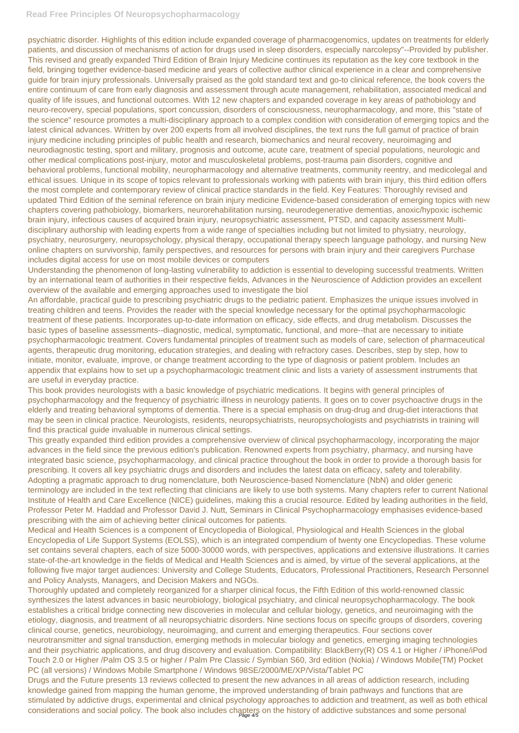psychiatric disorder. Highlights of this edition include expanded coverage of pharmacogenomics, updates on treatments for elderly patients, and discussion of mechanisms of action for drugs used in sleep disorders, especially narcolepsy"--Provided by publisher. This revised and greatly expanded Third Edition of Brain Injury Medicine continues its reputation as the key core textbook in the field, bringing together evidence-based medicine and years of collective author clinical experience in a clear and comprehensive guide for brain injury professionals. Universally praised as the gold standard text and go-to clinical reference, the book covers the entire continuum of care from early diagnosis and assessment through acute management, rehabilitation, associated medical and quality of life issues, and functional outcomes. With 12 new chapters and expanded coverage in key areas of pathobiology and neuro-recovery, special populations, sport concussion, disorders of consciousness, neuropharmacology, and more, this "state of the science" resource promotes a multi-disciplinary approach to a complex condition with consideration of emerging topics and the latest clinical advances. Written by over 200 experts from all involved disciplines, the text runs the full gamut of practice of brain injury medicine including principles of public health and research, biomechanics and neural recovery, neuroimaging and neurodiagnostic testing, sport and military, prognosis and outcome, acute care, treatment of special populations, neurologic and other medical complications post-injury, motor and musculoskeletal problems, post-trauma pain disorders, cognitive and behavioral problems, functional mobility, neuropharmacology and alternative treatments, community reentry, and medicolegal and ethical issues. Unique in its scope of topics relevant to professionals working with patients with brain injury, this third edition offers the most complete and contemporary review of clinical practice standards in the field. Key Features: Thoroughly revised and updated Third Edition of the seminal reference on brain injury medicine Evidence-based consideration of emerging topics with new chapters covering pathobiology, biomarkers, neurorehabilitation nursing, neurodegenerative dementias, anoxic/hypoxic ischemic brain injury, infectious causes of acquired brain injury, neuropsychiatric assessment, PTSD, and capacity assessment Multi-disciplinary authorship with leading experts from a wide range of specialties including but not limited to physiatry, neurology, psychiatry, neurosurgery, neuropsychology, physical therapy, occupational therapy speech language pathology, and nursing New online chapters on survivorship, family perspectives, and resources for persons with brain injury and their caregivers Purchase includes digital access for use on most mobile devices or computers

Understanding the phenomenon of long-lasting vulnerability to addiction is essential to developing successful treatments. Written by an international team of authorities in their respective fields, Advances in the Neuroscience of Addiction provides an excellent overview of the available and emerging approaches used to investigate the biol

An affordable, practical guide to prescribing psychiatric drugs to the pediatric patient. Emphasizes the unique issues involved in treating children and teens. Provides the reader with the special knowledge necessary for the optimal psychopharmacologic treatment of these patients. Incorporates up-to-date information on efficacy, side effects, and drug metabolism. Discusses the basic types of baseline assessments--diagnostic, medical, symptomatic, functional, and more--that are necessary to initiate psychopharmacologic treatment. Covers fundamental principles of treatment such as models of care, selection of pharmaceutical agents, therapeutic drug monitoring, education strategies, and dealing with refractory cases. Describes, step by step, how to initiate, monitor, evaluate, improve, or change treatment according to the type of diagnosis or patient problem. Includes an appendix that explains how to set up a psychopharmacologic treatment clinic and lists a variety of assessment instruments that are useful in everyday practice.

This book provides neurologists with a basic knowledge of psychiatric medications. It begins with general principles of psychopharmacology and the frequency of psychiatric illness in neurology patients. It goes on to cover psychoactive drugs in the elderly and treating behavioral symptoms of dementia. There is a special emphasis on drug-drug and drug-diet interactions that may be seen in clinical practice. Neurologists, residents, neuropsychiatrists, neuropsychologists and psychiatrists in training will find this practical guide invaluable in numerous clinical settings.

This greatly expanded third edition provides a comprehensive overview of clinical psychopharmacology, incorporating the major advances in the field since the previous edition's publication. Renowned experts from psychiatry, pharmacy, and nursing have integrated basic science, psychopharmacology, and clinical practice throughout the book in order to provide a thorough basis for prescribing. It covers all key psychiatric drugs and disorders and includes the latest data on efficacy, safety and tolerability. Adopting a pragmatic approach to drug nomenclature, both Neuroscience-based Nomenclature (NbN) and older generic terminology are included in the text reflecting that clinicians are likely to use both systems. Many chapters refer to current National Institute of Health and Care Excellence (NICE) guidelines, making this a crucial resource. Edited by leading authorities in the field, Professor Peter M. Haddad and Professor David J. Nutt, Seminars in Clinical Psychopharmacology emphasises evidence-based prescribing with the aim of achieving better clinical outcomes for patients.

Medical and Health Sciences is a component of Encyclopedia of Biological, Physiological and Health Sciences in the global Encyclopedia of Life Support Systems (EOLSS), which is an integrated compendium of twenty one Encyclopedias. These volume set contains several chapters, each of size 5000-30000 words, with perspectives, applications and extensive illustrations. It carries state-of-the-art knowledge in the fields of Medical and Health Sciences and is aimed, by virtue of the several applications, at the following five major target audiences: University and College Students, Educators, Professional Practitioners, Research Personnel and Policy Analysts, Managers, and Decision Makers and NGOs.

Thoroughly updated and completely reorganized for a sharper clinical focus, the Fifth Edition of this world-renowned classic synthesizes the latest advances in basic neurobiology, biological psychiatry, and clinical neuropsychopharmacology. The book establishes a critical bridge connecting new discoveries in molecular and cellular biology, genetics, and neuroimaging with the etiology, diagnosis, and treatment of all neuropsychiatric disorders. Nine sections focus on specific groups of disorders, covering clinical course, genetics, neurobiology, neuroimaging, and current and emerging therapeutics. Four sections cover neurotransmitter and signal transduction, emerging methods in molecular biology and genetics, emerging imaging technologies and their psychiatric applications, and drug discovery and evaluation. Compatibility: BlackBerry(R) OS 4.1 or Higher / iPhone/iPod Touch 2.0 or Higher /Palm OS 3.5 or higher / Palm Pre Classic / Symbian S60, 3rd edition (Nokia) / Windows Mobile(TM) Pocket PC (all versions) / Windows Mobile Smartphone / Windows 98SE/2000/ME/XP/Vista/Tablet PC

Drugs and the Future presents 13 reviews collected to present the new advances in all areas of addiction research, including knowledge gained from mapping the human genome, the improved understanding of brain pathways and functions that are stimulated by addictive drugs, experimental and clinical psychology approaches to addiction and treatment, as well as both ethical considerations and social policy. The book also includes chapters on the history of addictive substances and some personal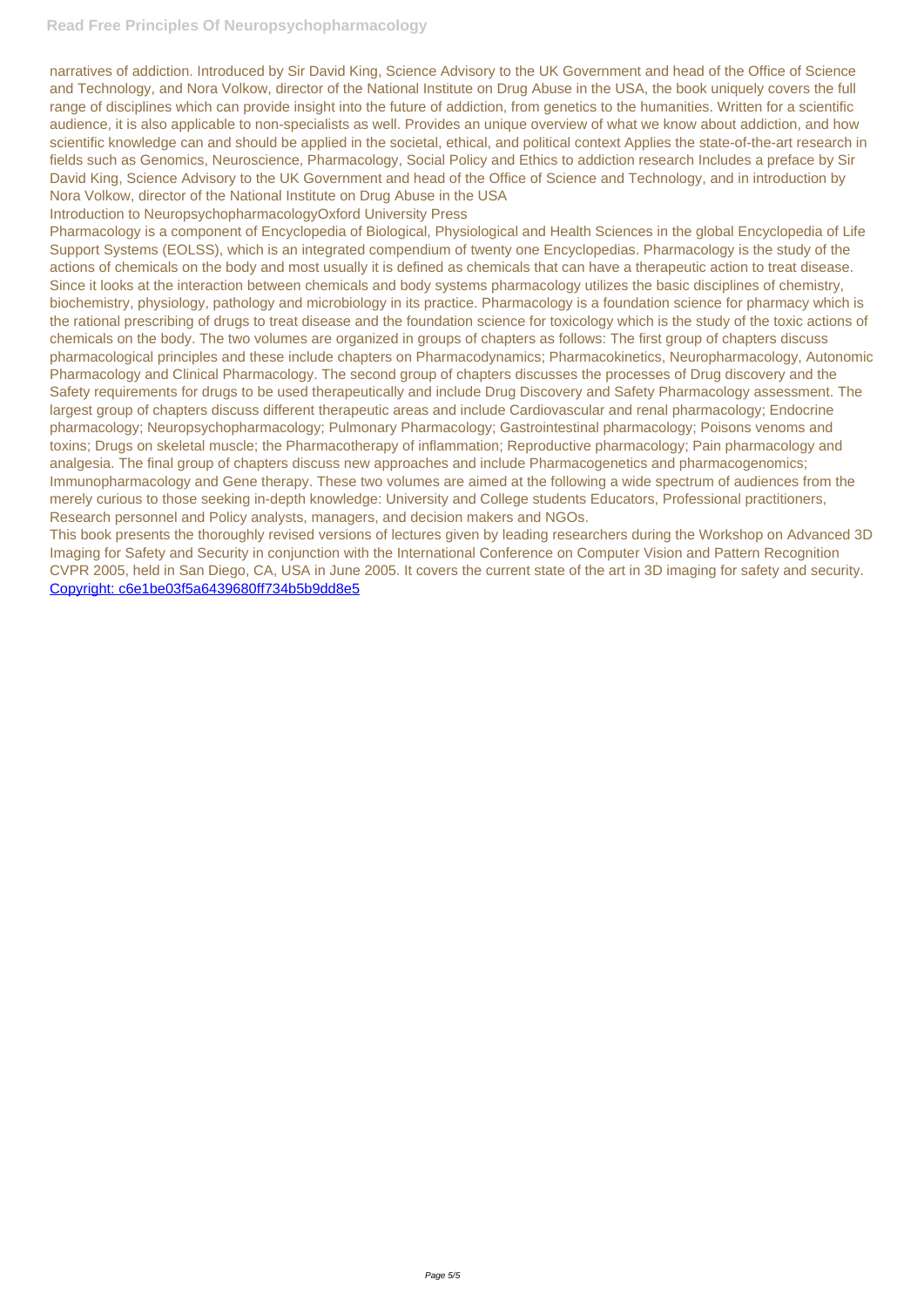narratives of addiction. Introduced by Sir David King, Science Advisory to the UK Government and head of the Office of Science and Technology, and Nora Volkow, director of the National Institute on Drug Abuse in the USA, the book uniquely covers the full range of disciplines which can provide insight into the future of addiction, from genetics to the humanities. Written for a scientific audience, it is also applicable to non-specialists as well. Provides an unique overview of what we know about addiction, and how scientific knowledge can and should be applied in the societal, ethical, and political context Applies the state-of-the-art research in fields such as Genomics, Neuroscience, Pharmacology, Social Policy and Ethics to addiction research Includes a preface by Sir David King, Science Advisory to the UK Government and head of the Office of Science and Technology, and in introduction by Nora Volkow, director of the National Institute on Drug Abuse in the USA

Introduction to NeuropsychopharmacologyOxford University Press

Pharmacology is a component of Encyclopedia of Biological, Physiological and Health Sciences in the global Encyclopedia of Life Support Systems (EOLSS), which is an integrated compendium of twenty one Encyclopedias. Pharmacology is the study of the actions of chemicals on the body and most usually it is defined as chemicals that can have a therapeutic action to treat disease. Since it looks at the interaction between chemicals and body systems pharmacology utilizes the basic disciplines of chemistry, biochemistry, physiology, pathology and microbiology in its practice. Pharmacology is a foundation science for pharmacy which is the rational prescribing of drugs to treat disease and the foundation science for toxicology which is the study of the toxic actions of chemicals on the body. The two volumes are organized in groups of chapters as follows: The first group of chapters discuss pharmacological principles and these include chapters on Pharmacodynamics; Pharmacokinetics, Neuropharmacology, Autonomic Pharmacology and Clinical Pharmacology. The second group of chapters discusses the processes of Drug discovery and the Safety requirements for drugs to be used therapeutically and include Drug Discovery and Safety Pharmacology assessment. The largest group of chapters discuss different therapeutic areas and include Cardiovascular and renal pharmacology; Endocrine pharmacology; Neuropsychopharmacology; Pulmonary Pharmacology; Gastrointestinal pharmacology; Poisons venoms and toxins; Drugs on skeletal muscle; the Pharmacotherapy of inflammation; Reproductive pharmacology; Pain pharmacology and analgesia. The final group of chapters discuss new approaches and include Pharmacogenetics and pharmacogenomics; Immunopharmacology and Gene therapy. These two volumes are aimed at the following a wide spectrum of audiences from the merely curious to those seeking in-depth knowledge: University and College students Educators, Professional practitioners, Research personnel and Policy analysts, managers, and decision makers and NGOs.

This book presents the thoroughly revised versions of lectures given by leading researchers during the Workshop on Advanced 3D Imaging for Safety and Security in conjunction with the International Conference on Computer Vision and Pattern Recognition CVPR 2005, held in San Diego, CA, USA in June 2005. It covers the current state of the art in 3D imaging for safety and security.

Copyright: c6e1be03f5a6439680ff734b5b9dd8e5